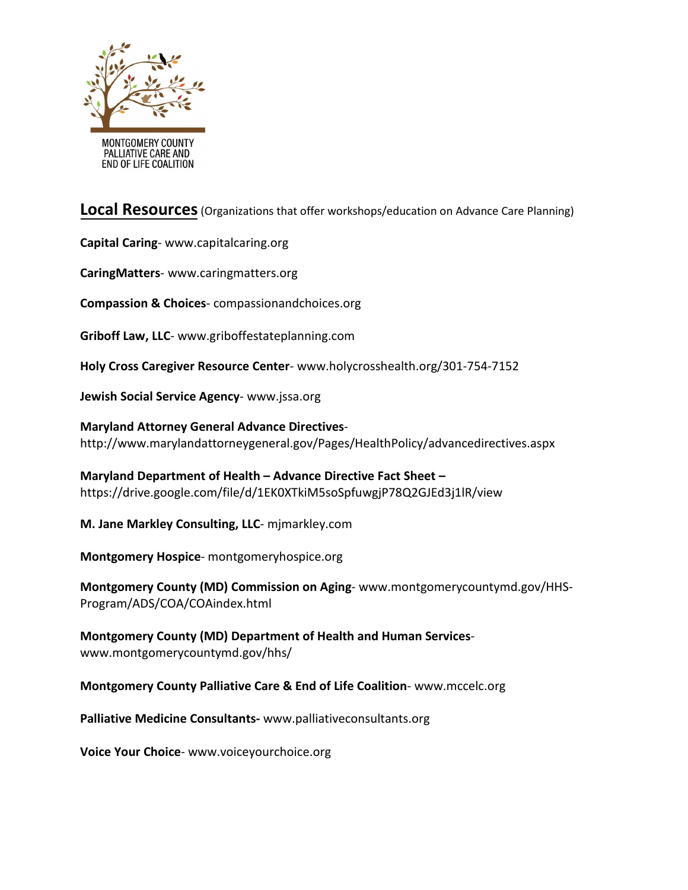MONTGOMERY COUNTY PALLIATIVE CARE AND END OF LIFE COALITION

## Local Resources (Organizations that offer workshops/education on Advance Care Planning)

**Capital Caring**- www.capitalcaring.org

**CaringMatters**- www.caringmatters.org

**Compassion & Choices**- compassionandchoices.org

**Griboff Law, LLC**- www.griboffestateplanning.com

**Holy Cross Caregiver Resource Center**- www.holycrosshealth.org/301-754-7152

**Jewish Social Service Agency**- www.jssa.org

**Maryland Attorney General Advance Directives**- http://www.marylandattorneygeneral.gov/Pages/HealthPolicy/advancedirectives.aspx

**Maryland Department of Health – Advance Directive Fact Sheet –** https://drive.google.com/file/d/1EK0XTkiM5soSpfuwgjP78Q2GJEd3j1lR/view

**M. Jane Markley Consulting, LLC**- mjmarkley.com

**Montgomery Hospice**- montgomeryhospice.org

**Montgomery County (MD) Commission on Aging**- www.montgomerycountymd.gov/HHS-Program/ADS/COA/COAindex.html

**Montgomery County (MD) Department of Health and Human Services**- www.montgomerycountymd.gov/hhs/

**Montgomery County Palliative Care & End of Life Coalition**- www.mccelc.org

**Palliative Medicine Consultants-** www.palliativeconsultants.org

**Voice Your Choice**- www.voiceyourchoice.org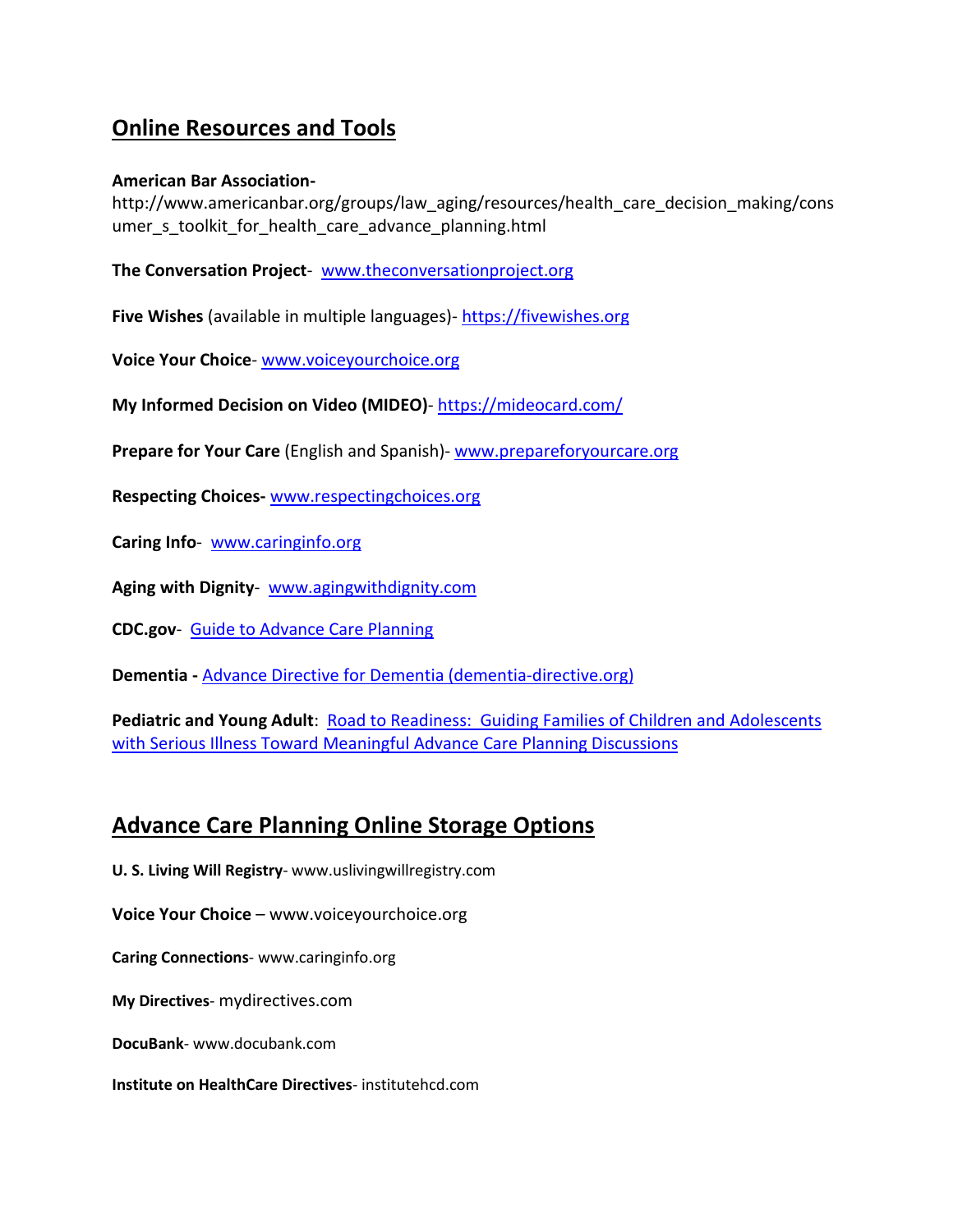## Online Resources and Tools

**American Bar Association-**
http://www.americanbar.org/groups/law_aging/resources/health_care_decision_making/consumer_s_toolkit_for_health_care_advance_planning.html

**The Conversation Project**- www.theconversationproject.org

**Five Wishes** (available in multiple languages)- https://fivewishes.org

**Voice Your Choice**- www.voiceyourchoice.org

**My Informed Decision on Video (MIDEO)**- https://mideocard.com/

**Prepare for Your Care** (English and Spanish)- www.prepareforyourcare.org

**Respecting Choices-** www.respectingchoices.org

**Caring Info**- www.caringinfo.org

**Aging with Dignity**- www.agingwithdignity.com

**CDC.gov**- Guide to Advance Care Planning

**Dementia -** Advance Directive for Dementia (dementia-directive.org)

**Pediatric and Young Adult**: Road to Readiness: Guiding Families of Children and Adolescents with Serious Illness Toward Meaningful Advance Care Planning Discussions

## Advance Care Planning Online Storage Options

**U. S. Living Will Registry**- www.uslivingwillregistry.com

**Voice Your Choice** – www.voiceyourchoice.org

**Caring Connections**- www.caringinfo.org

**My Directives**- mydirectives.com

**DocuBank**- www.docubank.com

**Institute on HealthCare Directives**- institutehcd.com